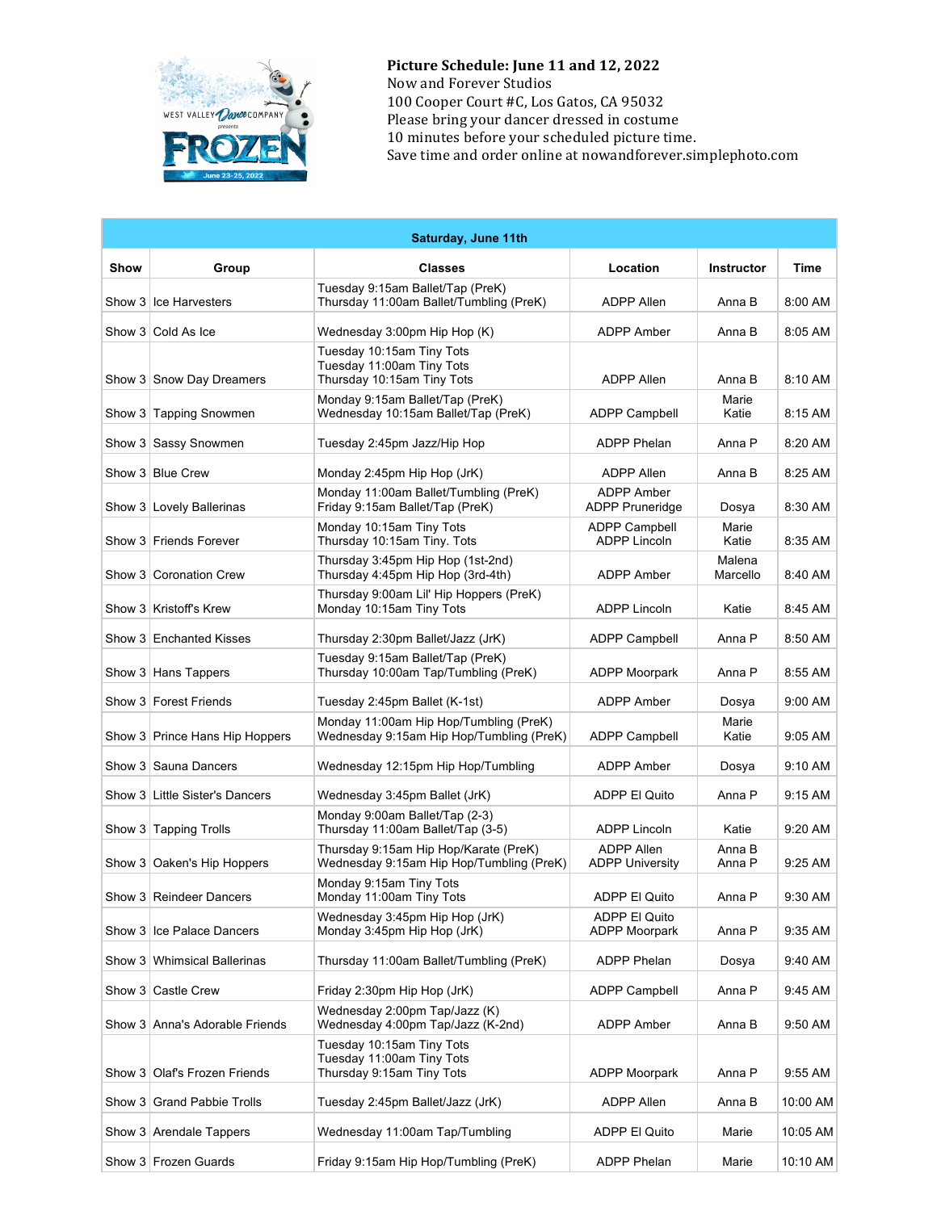**Picture Schedule: June 11 and 12, 2022**
Now and Forever Studios
100 Cooper Court #C, Los Gatos, CA 95032
Please bring your dancer dressed in costume
10 minutes before your scheduled picture time.
Save time and order online at nowandforever.simplephoto.com

| Saturday, June 11th | | | | | |
|---|---|---|---|---|---|
| **Show** | **Group** | **Classes** | **Location** | **Instructor** | **Time** |
| Show 3 | Ice Harvesters | Tuesday 9:15am Ballet/Tap (PreK)<br>Thursday 11:00am Ballet/Tumbling (PreK) | ADPP Allen | Anna B | 8:00 AM |
| Show 3 | Cold As Ice | Wednesday 3:00pm Hip Hop (K) | ADPP Amber | Anna B | 8:05 AM |
| Show 3 | Snow Day Dreamers | Tuesday 10:15am Tiny Tots<br>Tuesday 11:00am Tiny Tots<br>Thursday 10:15am Tiny Tots | ADPP Allen | Anna B | 8:10 AM |
| Show 3 | Tapping Snowmen | Monday 9:15am Ballet/Tap (PreK)<br>Wednesday 10:15am Ballet/Tap (PreK) | ADPP Campbell | Marie<br>Katie | 8:15 AM |
| Show 3 | Sassy Snowmen | Tuesday 2:45pm Jazz/Hip Hop | ADPP Phelan | Anna P | 8:20 AM |
| Show 3 | Blue Crew | Monday 2:45pm Hip Hop (JrK) | ADPP Allen | Anna B | 8:25 AM |
| Show 3 | Lovely Ballerinas | Monday 11:00am Ballet/Tumbling (PreK)<br>Friday 9:15am Ballet/Tap (PreK) | ADPP Amber<br>ADPP Pruneridge | Dosya | 8:30 AM |
| Show 3 | Friends Forever | Monday 10:15am Tiny Tots<br>Thursday 10:15am Tiny. Tots | ADPP Campbell<br>ADPP Lincoln | Marie<br>Katie | 8:35 AM |
| Show 3 | Coronation Crew | Thursday 3:45pm Hip Hop (1st-2nd)<br>Thursday 4:45pm Hip Hop (3rd-4th) | ADPP Amber | Malena<br>Marcello | 8:40 AM |
| Show 3 | Kristoff's Krew | Thursday 9:00am Lil' Hip Hoppers (PreK)<br>Monday 10:15am Tiny Tots | ADPP Lincoln | Katie | 8:45 AM |
| Show 3 | Enchanted Kisses | Thursday 2:30pm Ballet/Jazz (JrK) | ADPP Campbell | Anna P | 8:50 AM |
| Show 3 | Hans Tappers | Tuesday 9:15am Ballet/Tap (PreK)<br>Thursday 10:00am Tap/Tumbling (PreK) | ADPP Moorpark | Anna P | 8:55 AM |
| Show 3 | Forest Friends | Tuesday 2:45pm Ballet (K-1st) | ADPP Amber | Dosya | 9:00 AM |
| Show 3 | Prince Hans Hip Hoppers | Monday 11:00am Hip Hop/Tumbling (PreK)<br>Wednesday 9:15am Hip Hop/Tumbling (PreK) | ADPP Campbell | Marie<br>Katie | 9:05 AM |
| Show 3 | Sauna Dancers | Wednesday 12:15pm Hip Hop/Tumbling | ADPP Amber | Dosya | 9:10 AM |
| Show 3 | Little Sister's Dancers | Wednesday 3:45pm Ballet (JrK) | ADPP El Quito | Anna P | 9:15 AM |
| Show 3 | Tapping Trolls | Monday 9:00am Ballet/Tap (2-3)<br>Thursday 11:00am Ballet/Tap (3-5) | ADPP Lincoln | Katie | 9:20 AM |
| Show 3 | Oaken's Hip Hoppers | Thursday 9:15am Hip Hop/Karate (PreK)<br>Wednesday 9:15am Hip Hop/Tumbling (PreK) | ADPP Allen<br>ADPP University | Anna B<br>Anna P | 9:25 AM |
| Show 3 | Reindeer Dancers | Monday 9:15am Tiny Tots<br>Monday 11:00am Tiny Tots | ADPP El Quito | Anna P | 9:30 AM |
| Show 3 | Ice Palace Dancers | Wednesday 3:45pm Hip Hop (JrK)<br>Monday 3:45pm Hip Hop (JrK) | ADPP El Quito<br>ADPP Moorpark | Anna P | 9:35 AM |
| Show 3 | Whimsical Ballerinas | Thursday 11:00am Ballet/Tumbling (PreK) | ADPP Phelan | Dosya | 9:40 AM |
| Show 3 | Castle Crew | Friday 2:30pm Hip Hop (JrK) | ADPP Campbell | Anna P | 9:45 AM |
| Show 3 | Anna's Adorable Friends | Wednesday 2:00pm Tap/Jazz (K)<br>Wednesday 4:00pm Tap/Jazz (K-2nd) | ADPP Amber | Anna B | 9:50 AM |
| Show 3 | Olaf's Frozen Friends | Tuesday 10:15am Tiny Tots<br>Tuesday 11:00am Tiny Tots<br>Thursday 9:15am Tiny Tots | ADPP Moorpark | Anna P | 9:55 AM |
| Show 3 | Grand Pabbie Trolls | Tuesday 2:45pm Ballet/Jazz (JrK) | ADPP Allen | Anna B | 10:00 AM |
| Show 3 | Arendale Tappers | Wednesday 11:00am Tap/Tumbling | ADPP El Quito | Marie | 10:05 AM |
| Show 3 | Frozen Guards | Friday 9:15am Hip Hop/Tumbling (PreK) | ADPP Phelan | Marie | 10:10 AM |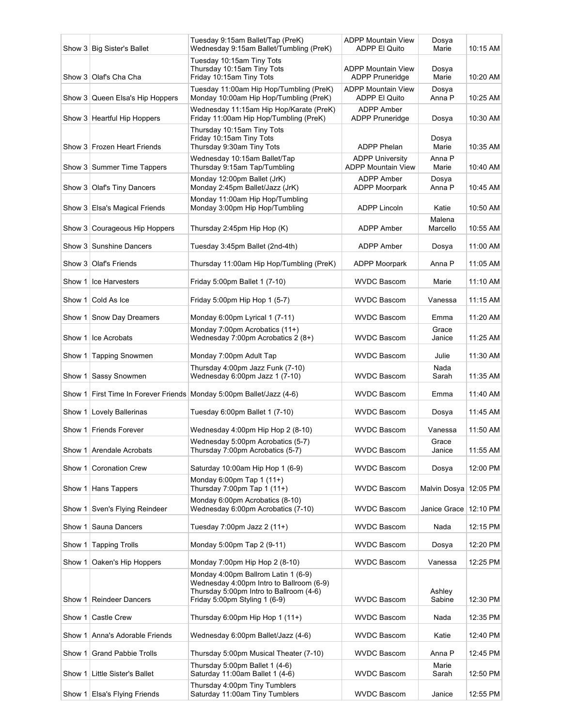| | | | | | |
|---|---|---|---|---|---|
| Show 3 | Big Sister's Ballet | Tuesday 9:15am Ballet/Tap (PreK)<br>Wednesday 9:15am Ballet/Tumbling (PreK) | ADPP Mountain View<br>ADPP El Quito | Dosya<br>Marie | 10:15 AM |
| Show 3 | Olaf's Cha Cha | Tuesday 10:15am Tiny Tots<br>Thursday 10:15am Tiny Tots<br>Friday 10:15am Tiny Tots | ADPP Mountain View<br>ADPP Pruneridge | Dosya<br>Marie | 10:20 AM |
| Show 3 | Queen Elsa's Hip Hoppers | Tuesday 11:00am Hip Hop/Tumbling (PreK)<br>Monday 10:00am Hip Hop/Tumbling (PreK) | ADPP Mountain View<br>ADPP El Quito | Dosya<br>Anna P | 10:25 AM |
| Show 3 | Heartful Hip Hoppers | Wednesday 11:15am Hip Hop/Karate (PreK)<br>Friday 11:00am Hip Hop/Tumbling (PreK) | ADPP Amber<br>ADPP Pruneridge | Dosya | 10:30 AM |
| Show 3 | Frozen Heart Friends | Thursday 10:15am Tiny Tots<br>Friday 10:15am Tiny Tots<br>Thursday 9:30am Tiny Tots | ADPP Phelan | Dosya<br>Marie | 10:35 AM |
| Show 3 | Summer Time Tappers | Wednesday 10:15am Ballet/Tap<br>Thursday 9:15am Tap/Tumbling | ADPP University<br>ADPP Mountain View | Anna P<br>Marie | 10:40 AM |
| Show 3 | Olaf's Tiny Dancers | Monday 12:00pm Ballet (JrK)<br>Monday 2:45pm Ballet/Jazz (JrK) | ADPP Amber<br>ADPP Moorpark | Dosya<br>Anna P | 10:45 AM |
| Show 3 | Elsa's Magical Friends | Monday 11:00am Hip Hop/Tumbling<br>Monday 3:00pm Hip Hop/Tumbling | ADPP Lincoln | Katie | 10:50 AM |
| Show 3 | Courageous Hip Hoppers | Thursday 2:45pm Hip Hop (K) | ADPP Amber | Malena<br>Marcello | 10:55 AM |
| Show 3 | Sunshine Dancers | Tuesday 3:45pm Ballet (2nd-4th) | ADPP Amber | Dosya | 11:00 AM |
| Show 3 | Olaf's Friends | Thursday 11:00am Hip Hop/Tumbling (PreK) | ADPP Moorpark | Anna P | 11:05 AM |
| Show 1 | Ice Harvesters | Friday 5:00pm Ballet 1 (7-10) | WVDC Bascom | Marie | 11:10 AM |
| Show 1 | Cold As Ice | Friday 5:00pm Hip Hop 1 (5-7) | WVDC Bascom | Vanessa | 11:15 AM |
| Show 1 | Snow Day Dreamers | Monday 6:00pm Lyrical 1 (7-11) | WVDC Bascom | Emma | 11:20 AM |
| Show 1 | Ice Acrobats | Monday 7:00pm Acrobatics (11+)<br>Wednesday 7:00pm Acrobatics 2 (8+) | WVDC Bascom | Grace<br>Janice | 11:25 AM |
| Show 1 | Tapping Snowmen | Monday 7:00pm Adult Tap | WVDC Bascom | Julie | 11:30 AM |
| Show 1 | Sassy Snowmen | Thursday 4:00pm Jazz Funk (7-10)<br>Wednesday 6:00pm Jazz 1 (7-10) | WVDC Bascom | Nada<br>Sarah | 11:35 AM |
| Show 1 | First Time In Forever Friends | Monday 5:00pm Ballet/Jazz (4-6) | WVDC Bascom | Emma | 11:40 AM |
| Show 1 | Lovely Ballerinas | Tuesday 6:00pm Ballet 1 (7-10) | WVDC Bascom | Dosya | 11:45 AM |
| Show 1 | Friends Forever | Wednesday 4:00pm Hip Hop 2 (8-10) | WVDC Bascom | Vanessa | 11:50 AM |
| Show 1 | Arendale Acrobats | Wednesday 5:00pm Acrobatics (5-7)<br>Thursday 7:00pm Acrobatics (5-7) | WVDC Bascom | Grace<br>Janice | 11:55 AM |
| Show 1 | Coronation Crew | Saturday 10:00am Hip Hop 1 (6-9) | WVDC Bascom | Dosya | 12:00 PM |
| Show 1 | Hans Tappers | Monday 6:00pm Tap 1 (11+)<br>Thursday 7:00pm Tap 1 (11+) | WVDC Bascom | Malvin Dosya | 12:05 PM |
| Show 1 | Sven's Flying Reindeer | Monday 6:00pm Acrobatics (8-10)<br>Wednesday 6:00pm Acrobatics (7-10) | WVDC Bascom | Janice Grace | 12:10 PM |
| Show 1 | Sauna Dancers | Tuesday 7:00pm Jazz 2 (11+) | WVDC Bascom | Nada | 12:15 PM |
| Show 1 | Tapping Trolls | Monday 5:00pm Tap 2 (9-11) | WVDC Bascom | Dosya | 12:20 PM |
| Show 1 | Oaken's Hip Hoppers | Monday 7:00pm Hip Hop 2 (8-10) | WVDC Bascom | Vanessa | 12:25 PM |
| Show 1 | Reindeer Dancers | Monday 4:00pm Ballrom Latin 1 (6-9)<br>Wednesday 4:00pm Intro to Ballroom (6-9)<br>Thursday 5:00pm Intro to Ballroom (4-6)<br>Friday 5:00pm Styling 1 (6-9) | WVDC Bascom | Ashley<br>Sabine | 12:30 PM |
| Show 1 | Castle Crew | Thursday 6:00pm Hip Hop 1 (11+) | WVDC Bascom | Nada | 12:35 PM |
| Show 1 | Anna's Adorable Friends | Wednesday 6:00pm Ballet/Jazz (4-6) | WVDC Bascom | Katie | 12:40 PM |
| Show 1 | Grand Pabbie Trolls | Thursday 5:00pm Musical Theater (7-10) | WVDC Bascom | Anna P | 12:45 PM |
| Show 1 | Little Sister's Ballet | Thursday 5:00pm Ballet 1 (4-6)<br>Saturday 11:00am Ballet 1 (4-6) | WVDC Bascom | Marie<br>Sarah | 12:50 PM |
| Show 1 | Elsa's Flying Friends | Thursday 4:00pm Tiny Tumblers<br>Saturday 11:00am Tiny Tumblers | WVDC Bascom | Janice | 12:55 PM |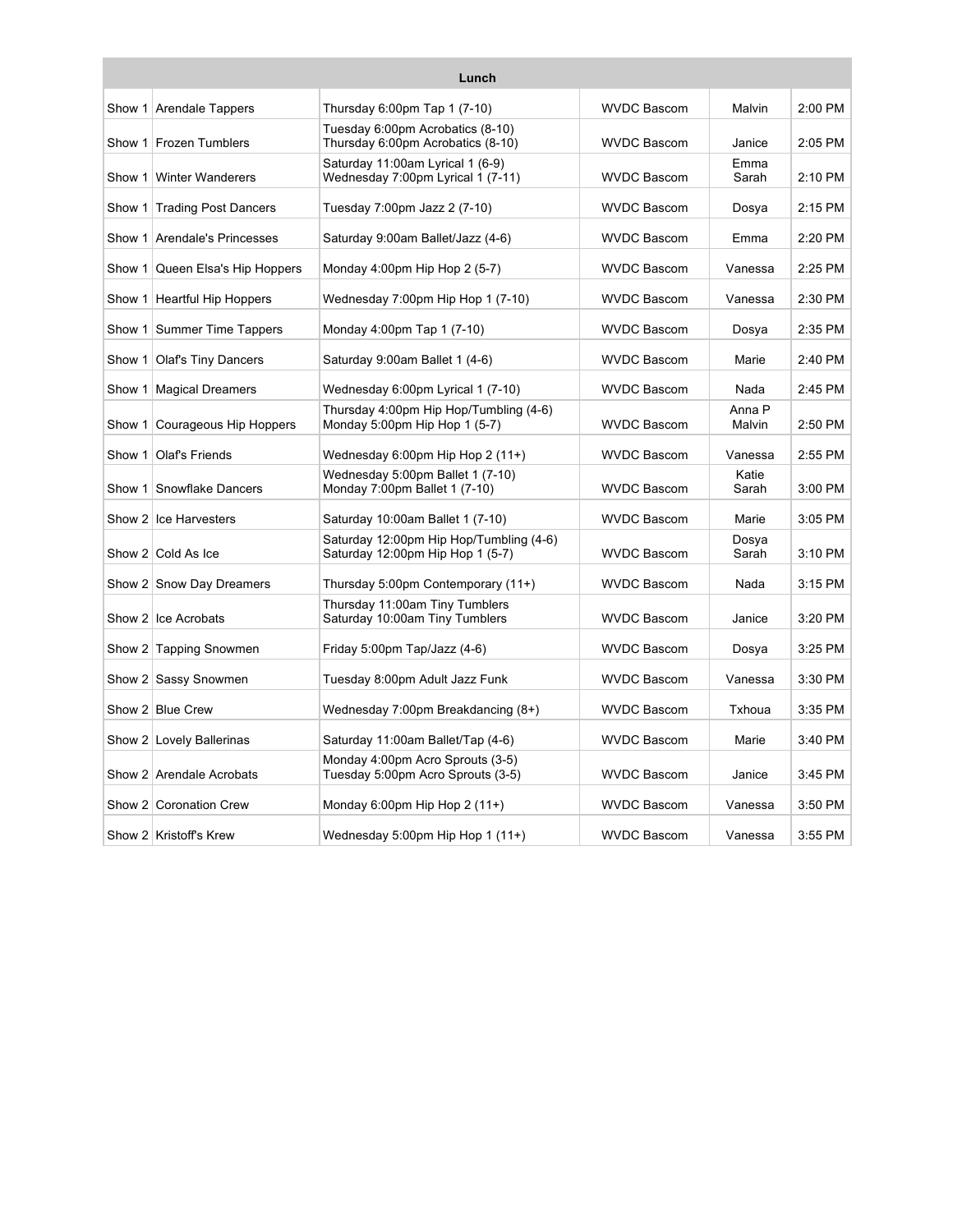| Lunch | | | | | |
|---|---|---|---|---|---|
| Show 1 | Arendale Tappers | Thursday 6:00pm Tap 1 (7-10) | WVDC Bascom | Malvin | 2:00 PM |
| Show 1 | Frozen Tumblers | Tuesday 6:00pm Acrobatics (8-10)<br>Thursday 6:00pm Acrobatics (8-10) | WVDC Bascom | Janice | 2:05 PM |
| Show 1 | Winter Wanderers | Saturday 11:00am Lyrical 1 (6-9)<br>Wednesday 7:00pm Lyrical 1 (7-11) | WVDC Bascom | Emma<br>Sarah | 2:10 PM |
| Show 1 | Trading Post Dancers | Tuesday 7:00pm Jazz 2 (7-10) | WVDC Bascom | Dosya | 2:15 PM |
| Show 1 | Arendale's Princesses | Saturday 9:00am Ballet/Jazz (4-6) | WVDC Bascom | Emma | 2:20 PM |
| Show 1 | Queen Elsa's Hip Hoppers | Monday 4:00pm Hip Hop 2 (5-7) | WVDC Bascom | Vanessa | 2:25 PM |
| Show 1 | Heartful Hip Hoppers | Wednesday 7:00pm Hip Hop 1 (7-10) | WVDC Bascom | Vanessa | 2:30 PM |
| Show 1 | Summer Time Tappers | Monday 4:00pm Tap 1 (7-10) | WVDC Bascom | Dosya | 2:35 PM |
| Show 1 | Olaf's Tiny Dancers | Saturday 9:00am Ballet 1 (4-6) | WVDC Bascom | Marie | 2:40 PM |
| Show 1 | Magical Dreamers | Wednesday 6:00pm Lyrical 1 (7-10) | WVDC Bascom | Nada | 2:45 PM |
| Show 1 | Courageous Hip Hoppers | Thursday 4:00pm Hip Hop/Tumbling (4-6)<br>Monday 5:00pm Hip Hop 1 (5-7) | WVDC Bascom | Anna P<br>Malvin | 2:50 PM |
| Show 1 | Olaf's Friends | Wednesday 6:00pm Hip Hop 2 (11+) | WVDC Bascom | Vanessa | 2:55 PM |
| Show 1 | Snowflake Dancers | Wednesday 5:00pm Ballet 1 (7-10)<br>Monday 7:00pm Ballet 1 (7-10) | WVDC Bascom | Katie<br>Sarah | 3:00 PM |
| Show 2 | Ice Harvesters | Saturday 10:00am Ballet 1 (7-10) | WVDC Bascom | Marie | 3:05 PM |
| Show 2 | Cold As Ice | Saturday 12:00pm Hip Hop/Tumbling (4-6)<br>Saturday 12:00pm Hip Hop 1 (5-7) | WVDC Bascom | Dosya<br>Sarah | 3:10 PM |
| Show 2 | Snow Day Dreamers | Thursday 5:00pm Contemporary (11+) | WVDC Bascom | Nada | 3:15 PM |
| Show 2 | Ice Acrobats | Thursday 11:00am Tiny Tumblers<br>Saturday 10:00am Tiny Tumblers | WVDC Bascom | Janice | 3:20 PM |
| Show 2 | Tapping Snowmen | Friday 5:00pm Tap/Jazz (4-6) | WVDC Bascom | Dosya | 3:25 PM |
| Show 2 | Sassy Snowmen | Tuesday 8:00pm Adult Jazz Funk | WVDC Bascom | Vanessa | 3:30 PM |
| Show 2 | Blue Crew | Wednesday 7:00pm Breakdancing (8+) | WVDC Bascom | Txhoua | 3:35 PM |
| Show 2 | Lovely Ballerinas | Saturday 11:00am Ballet/Tap (4-6) | WVDC Bascom | Marie | 3:40 PM |
| Show 2 | Arendale Acrobats | Monday 4:00pm Acro Sprouts (3-5)<br>Tuesday 5:00pm Acro Sprouts (3-5) | WVDC Bascom | Janice | 3:45 PM |
| Show 2 | Coronation Crew | Monday 6:00pm Hip Hop 2 (11+) | WVDC Bascom | Vanessa | 3:50 PM |
| Show 2 | Kristoff's Krew | Wednesday 5:00pm Hip Hop 1 (11+) | WVDC Bascom | Vanessa | 3:55 PM |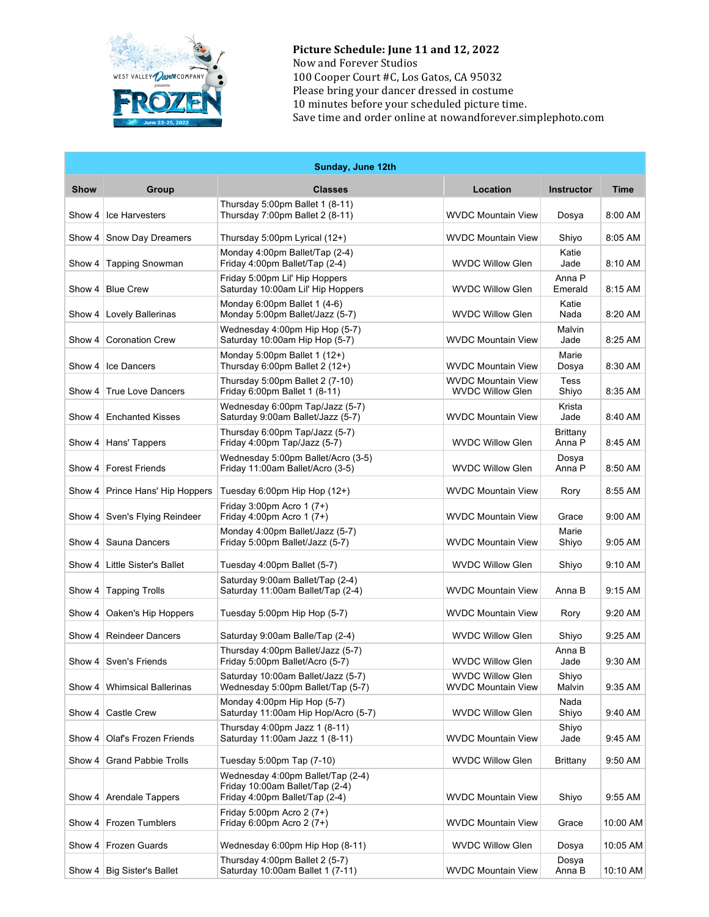**Picture Schedule: June 11 and 12, 2022**
Now and Forever Studios
100 Cooper Court #C, Los Gatos, CA 95032
Please bring your dancer dressed in costume
10 minutes before your scheduled picture time.
Save time and order online at nowandforever.simplephoto.com

| Sunday, June 12th | | | | | |
|---|---|---|---|---|---|
| **Show** | **Group** | **Classes** | **Location** | **Instructor** | **Time** |
| Show 4 | Ice Harvesters | Thursday 5:00pm Ballet 1 (8-11)<br>Thursday 7:00pm Ballet 2 (8-11) | WVDC Mountain View | Dosya | 8:00 AM |
| Show 4 | Snow Day Dreamers | Thursday 5:00pm Lyrical (12+) | WVDC Mountain View | Shiyo | 8:05 AM |
| Show 4 | Tapping Snowman | Monday 4:00pm Ballet/Tap (2-4)<br>Friday 4:00pm Ballet/Tap (2-4) | WVDC Willow Glen | Katie<br>Jade | 8:10 AM |
| Show 4 | Blue Crew | Friday 5:00pm Lil' Hip Hoppers<br>Saturday 10:00am Lil' Hip Hoppers | WVDC Willow Glen | Anna P<br>Emerald | 8:15 AM |
| Show 4 | Lovely Ballerinas | Monday 6:00pm Ballet 1 (4-6)<br>Monday 5:00pm Ballet/Jazz (5-7) | WVDC Willow Glen | Katie<br>Nada | 8:20 AM |
| Show 4 | Coronation Crew | Wednesday 4:00pm Hip Hop (5-7)<br>Saturday 10:00am Hip Hop (5-7) | WVDC Mountain View | Malvin<br>Jade | 8:25 AM |
| Show 4 | Ice Dancers | Monday 5:00pm Ballet 1 (12+)<br>Thursday 6:00pm Ballet 2 (12+) | WVDC Mountain View | Marie<br>Dosya | 8:30 AM |
| Show 4 | True Love Dancers | Thursday 5:00pm Ballet 2 (7-10)<br>Friday 6:00pm Ballet 1 (8-11) | WVDC Mountain View<br>WVDC Willow Glen | Tess<br>Shiyo | 8:35 AM |
| Show 4 | Enchanted Kisses | Wednesday 6:00pm Tap/Jazz (5-7)<br>Saturday 9:00am Ballet/Jazz (5-7) | WVDC Mountain View | Krista<br>Jade | 8:40 AM |
| Show 4 | Hans' Tappers | Thursday 6:00pm Tap/Jazz (5-7)<br>Friday 4:00pm Tap/Jazz (5-7) | WVDC Willow Glen | Brittany<br>Anna P | 8:45 AM |
| Show 4 | Forest Friends | Wednesday 5:00pm Ballet/Acro (3-5)<br>Friday 11:00am Ballet/Acro (3-5) | WVDC Willow Glen | Dosya<br>Anna P | 8:50 AM |
| Show 4 | Prince Hans' Hip Hoppers | Tuesday 6:00pm Hip Hop (12+) | WVDC Mountain View | Rory | 8:55 AM |
| Show 4 | Sven's Flying Reindeer | Friday 3:00pm Acro 1 (7+)<br>Friday 4:00pm Acro 1 (7+) | WVDC Mountain View | Grace | 9:00 AM |
| Show 4 | Sauna Dancers | Monday 4:00pm Ballet/Jazz (5-7)<br>Friday 5:00pm Ballet/Jazz (5-7) | WVDC Mountain View | Marie<br>Shiyo | 9:05 AM |
| Show 4 | Little Sister's Ballet | Tuesday 4:00pm Ballet (5-7) | WVDC Willow Glen | Shiyo | 9:10 AM |
| Show 4 | Tapping Trolls | Saturday 9:00am Ballet/Tap (2-4)<br>Saturday 11:00am Ballet/Tap (2-4) | WVDC Mountain View | Anna B | 9:15 AM |
| Show 4 | Oaken's Hip Hoppers | Tuesday 5:00pm Hip Hop (5-7) | WVDC Mountain View | Rory | 9:20 AM |
| Show 4 | Reindeer Dancers | Saturday 9:00am Balle/Tap (2-4) | WVDC Willow Glen | Shiyo | 9:25 AM |
| Show 4 | Sven's Friends | Thursday 4:00pm Ballet/Jazz (5-7)<br>Friday 5:00pm Ballet/Acro (5-7) | WVDC Willow Glen | Anna B<br>Jade | 9:30 AM |
| Show 4 | Whimsical Ballerinas | Saturday 10:00am Ballet/Jazz (5-7)<br>Wednesday 5:00pm Ballet/Tap (5-7) | WVDC Willow Glen<br>WVDC Mountain View | Shiyo<br>Malvin | 9:35 AM |
| Show 4 | Castle Crew | Monday 4:00pm Hip Hop (5-7)<br>Saturday 11:00am Hip Hop/Acro (5-7) | WVDC Willow Glen | Nada<br>Shiyo | 9:40 AM |
| Show 4 | Olaf's Frozen Friends | Thursday 4:00pm Jazz 1 (8-11)<br>Saturday 11:00am Jazz 1 (8-11) | WVDC Mountain View | Shiyo<br>Jade | 9:45 AM |
| Show 4 | Grand Pabbie Trolls | Tuesday 5:00pm Tap (7-10) | WVDC Willow Glen | Brittany | 9:50 AM |
| Show 4 | Arendale Tappers | Wednesday 4:00pm Ballet/Tap (2-4)<br>Friday 10:00am Ballet/Tap (2-4)<br>Friday 4:00pm Ballet/Tap (2-4) | WVDC Mountain View | Shiyo | 9:55 AM |
| Show 4 | Frozen Tumblers | Friday 5:00pm Acro 2 (7+)<br>Friday 6:00pm Acro 2 (7+) | WVDC Mountain View | Grace | 10:00 AM |
| Show 4 | Frozen Guards | Wednesday 6:00pm Hip Hop (8-11) | WVDC Willow Glen | Dosya | 10:05 AM |
| Show 4 | Big Sister's Ballet | Thursday 4:00pm Ballet 2 (5-7)<br>Saturday 10:00am Ballet 1 (7-11) | WVDC Mountain View | Dosya<br>Anna B | 10:10 AM |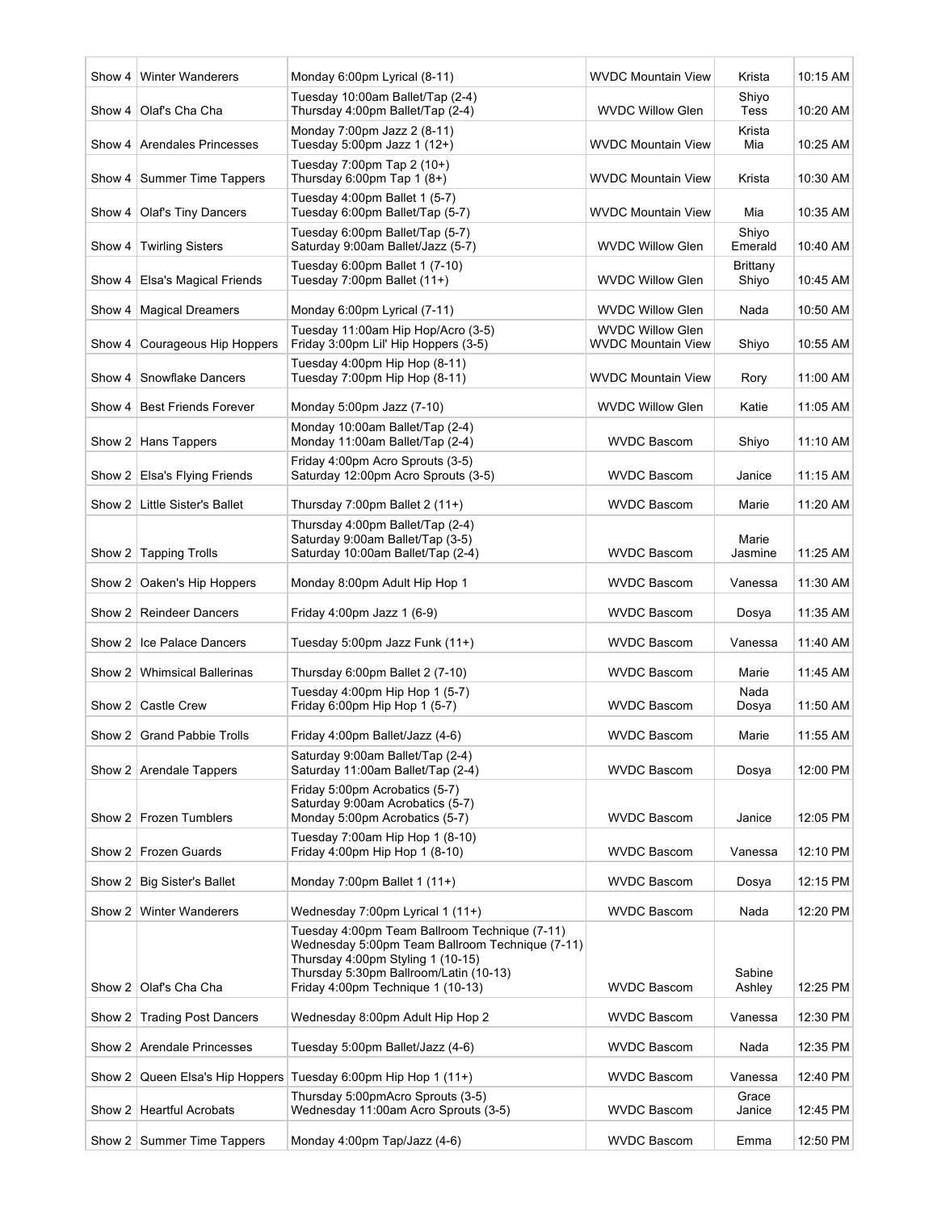| Show 4 | Winter Wanderers | Monday 6:00pm Lyrical (8-11) | WVDC Mountain View | Krista | 10:15 AM |
|---|---|---|---|---|---|
| Show 4 | Olaf's Cha Cha | Tuesday 10:00am Ballet/Tap (2-4)<br>Thursday 4:00pm Ballet/Tap (2-4) | WVDC Willow Glen | Shiyo<br>Tess | 10:20 AM |
| Show 4 | Arendales Princesses | Monday 7:00pm Jazz 2 (8-11)<br>Tuesday 5:00pm Jazz 1 (12+) | WVDC Mountain View | Krista<br>Mia | 10:25 AM |
| Show 4 | Summer Time Tappers | Tuesday 7:00pm Tap 2 (10+)<br>Thursday 6:00pm Tap 1 (8+) | WVDC Mountain View | Krista | 10:30 AM |
| Show 4 | Olaf's Tiny Dancers | Tuesday 4:00pm Ballet 1 (5-7)<br>Tuesday 6:00pm Ballet/Tap (5-7) | WVDC Mountain View | Mia | 10:35 AM |
| Show 4 | Twirling Sisters | Tuesday 6:00pm Ballet/Tap (5-7)<br>Saturday 9:00am Ballet/Jazz (5-7) | WVDC Willow Glen | Shiyo<br>Emerald | 10:40 AM |
| Show 4 | Elsa's Magical Friends | Tuesday 6:00pm Ballet 1 (7-10)<br>Tuesday 7:00pm Ballet (11+) | WVDC Willow Glen | Brittany<br>Shiyo | 10:45 AM |
| Show 4 | Magical Dreamers | Monday 6:00pm Lyrical (7-11) | WVDC Willow Glen | Nada | 10:50 AM |
| Show 4 | Courageous Hip Hoppers | Tuesday 11:00am Hip Hop/Acro (3-5)<br>Friday 3:00pm Lil' Hip Hoppers (3-5) | WVDC Willow Glen<br>WVDC Mountain View | Shiyo | 10:55 AM |
| Show 4 | Snowflake Dancers | Tuesday 4:00pm Hip Hop (8-11)<br>Tuesday 7:00pm Hip Hop (8-11) | WVDC Mountain View | Rory | 11:00 AM |
| Show 4 | Best Friends Forever | Monday 5:00pm Jazz (7-10) | WVDC Willow Glen | Katie | 11:05 AM |
| Show 2 | Hans Tappers | Monday 10:00am Ballet/Tap (2-4)<br>Monday 11:00am Ballet/Tap (2-4) | WVDC Bascom | Shiyo | 11:10 AM |
| Show 2 | Elsa's Flying Friends | Friday 4:00pm Acro Sprouts (3-5)<br>Saturday 12:00pm Acro Sprouts (3-5) | WVDC Bascom | Janice | 11:15 AM |
| Show 2 | Little Sister's Ballet | Thursday 7:00pm Ballet 2 (11+) | WVDC Bascom | Marie | 11:20 AM |
| Show 2 | Tapping Trolls | Thursday 4:00pm Ballet/Tap (2-4)<br>Saturday 9:00am Ballet/Tap (3-5)<br>Saturday 10:00am Ballet/Tap (2-4) | WVDC Bascom | Marie<br>Jasmine | 11:25 AM |
| Show 2 | Oaken's Hip Hoppers | Monday 8:00pm Adult Hip Hop 1 | WVDC Bascom | Vanessa | 11:30 AM |
| Show 2 | Reindeer Dancers | Friday 4:00pm Jazz 1 (6-9) | WVDC Bascom | Dosya | 11:35 AM |
| Show 2 | Ice Palace Dancers | Tuesday 5:00pm Jazz Funk (11+) | WVDC Bascom | Vanessa | 11:40 AM |
| Show 2 | Whimsical Ballerinas | Thursday 6:00pm Ballet 2 (7-10) | WVDC Bascom | Marie | 11:45 AM |
| Show 2 | Castle Crew | Tuesday 4:00pm Hip Hop 1 (5-7)<br>Friday 6:00pm Hip Hop 1 (5-7) | WVDC Bascom | Nada<br>Dosya | 11:50 AM |
| Show 2 | Grand Pabbie Trolls | Friday 4:00pm Ballet/Jazz (4-6) | WVDC Bascom | Marie | 11:55 AM |
| Show 2 | Arendale Tappers | Saturday 9:00am Ballet/Tap (2-4)<br>Saturday 11:00am Ballet/Tap (2-4) | WVDC Bascom | Dosya | 12:00 PM |
| Show 2 | Frozen Tumblers | Friday 5:00pm Acrobatics (5-7)<br>Saturday 9:00am Acrobatics (5-7)<br>Monday 5:00pm Acrobatics (5-7) | WVDC Bascom | Janice | 12:05 PM |
| Show 2 | Frozen Guards | Tuesday 7:00am Hip Hop 1 (8-10)<br>Friday 4:00pm Hip Hop 1 (8-10) | WVDC Bascom | Vanessa | 12:10 PM |
| Show 2 | Big Sister's Ballet | Monday 7:00pm Ballet 1 (11+) | WVDC Bascom | Dosya | 12:15 PM |
| Show 2 | Winter Wanderers | Wednesday 7:00pm Lyrical 1 (11+) | WVDC Bascom | Nada | 12:20 PM |
| Show 2 | Olaf's Cha Cha | Tuesday 4:00pm Team Ballroom Technique (7-11)<br>Wednesday 5:00pm Team Ballroom Technique (7-11)<br>Thursday 4:00pm Styling 1 (10-15)<br>Thursday 5:30pm Ballroom/Latin (10-13)<br>Friday 4:00pm Technique 1 (10-13) | WVDC Bascom | Sabine<br>Ashley | 12:25 PM |
| Show 2 | Trading Post Dancers | Wednesday 8:00pm Adult Hip Hop 2 | WVDC Bascom | Vanessa | 12:30 PM |
| Show 2 | Arendale Princesses | Tuesday 5:00pm Ballet/Jazz (4-6) | WVDC Bascom | Nada | 12:35 PM |
| Show 2 | Queen Elsa's Hip Hoppers | Tuesday 6:00pm Hip Hop 1 (11+) | WVDC Bascom | Vanessa | 12:40 PM |
| Show 2 | Heartful Acrobats | Thursday 5:00pmAcro Sprouts (3-5)<br>Wednesday 11:00am Acro Sprouts (3-5) | WVDC Bascom | Grace<br>Janice | 12:45 PM |
| Show 2 | Summer Time Tappers | Monday 4:00pm Tap/Jazz (4-6) | WVDC Bascom | Emma | 12:50 PM |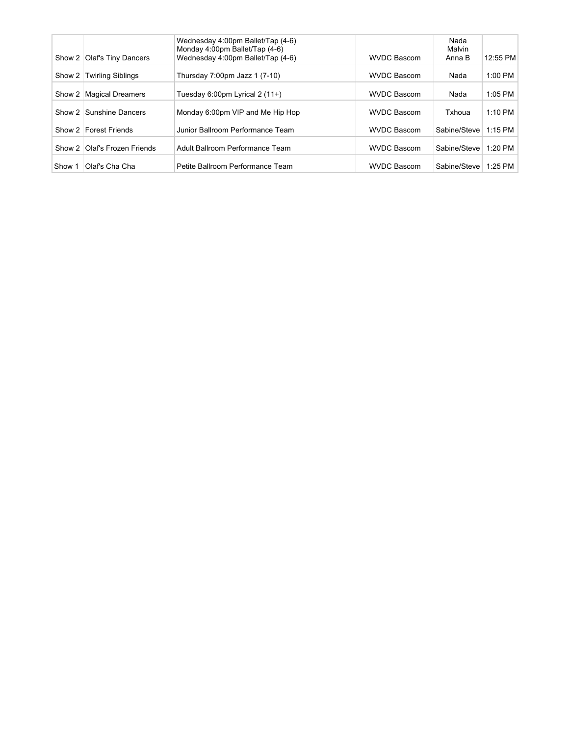| | | | | | |
|---|---|---|---|---|---|
| Show 2 | Olaf's Tiny Dancers | Wednesday 4:00pm Ballet/Tap (4-6)<br>Monday 4:00pm Ballet/Tap (4-6)<br>Wednesday 4:00pm Ballet/Tap (4-6) | WVDC Bascom | Nada<br>Malvin<br>Anna B | 12:55 PM |
| Show 2 | Twirling Siblings | Thursday 7:00pm Jazz 1 (7-10) | WVDC Bascom | Nada | 1:00 PM |
| Show 2 | Magical Dreamers | Tuesday 6:00pm Lyrical 2 (11+) | WVDC Bascom | Nada | 1:05 PM |
| Show 2 | Sunshine Dancers | Monday 6:00pm VIP and Me Hip Hop | WVDC Bascom | Txhoua | 1:10 PM |
| Show 2 | Forest Friends | Junior Ballroom Performance Team | WVDC Bascom | Sabine/Steve | 1:15 PM |
| Show 2 | Olaf's Frozen Friends | Adult Ballroom Performance Team | WVDC Bascom | Sabine/Steve | 1:20 PM |
| Show 1 | Olaf's Cha Cha | Petite Ballroom Performance Team | WVDC Bascom | Sabine/Steve | 1:25 PM |